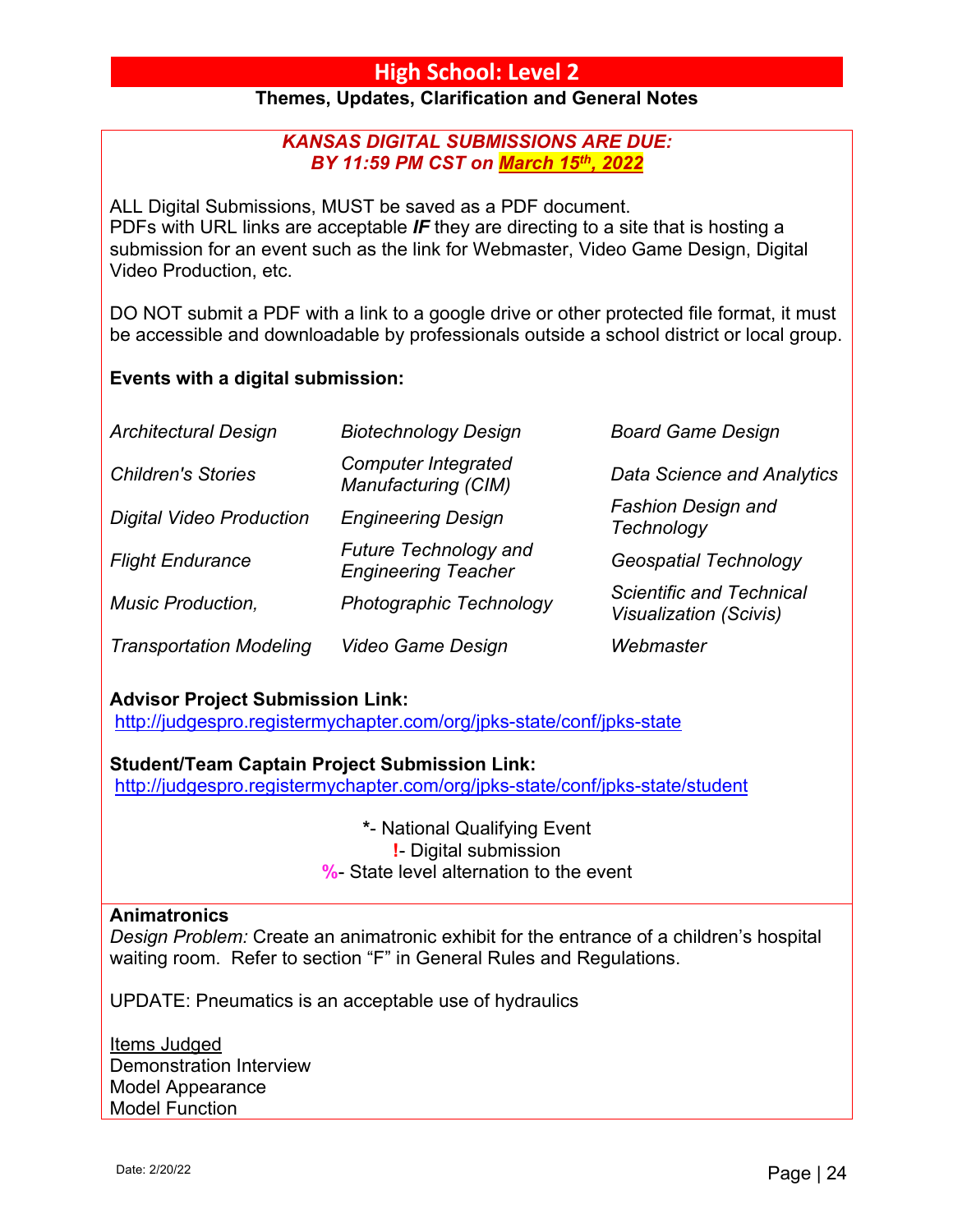# High School: Level 2

**Themes, Updates, Clarification and General Notes**

***KANSAS DIGITAL SUBMISSIONS ARE DUE:***
***BY 11:59 PM CST on March 15th, 2022***

ALL Digital Submissions, MUST be saved as a PDF document.
PDFs with URL links are acceptable ***IF*** they are directing to a site that is hosting a submission for an event such as the link for Webmaster, Video Game Design, Digital Video Production, etc.

DO NOT submit a PDF with a link to a google drive or other protected file format, it must be accessible and downloadable by professionals outside a school district or local group.

**Events with a digital submission:**

| | | |
|---|---|---|
| *Architectural Design* | *Biotechnology Design* | *Board Game Design* |
| *Children's Stories* | *Computer Integrated Manufacturing (CIM)* | *Data Science and Analytics* |
| *Digital Video Production* | *Engineering Design* | *Fashion Design and Technology* |
| *Flight Endurance* | *Future Technology and Engineering Teacher* | *Geospatial Technology* |
| *Music Production,* | *Photographic Technology* | *Scientific and Technical Visualization (Scivis)* |
| *Transportation Modeling* | *Video Game Design* | *Webmaster* |

**Advisor Project Submission Link:**
http://judgespro.registermychapter.com/org/jpks-state/conf/jpks-state

**Student/Team Captain Project Submission Link:**
http://judgespro.registermychapter.com/org/jpks-state/conf/jpks-state/student

**\***- National Qualifying Event
**!**- Digital submission
**%**- State level alternation to the event

**Animatronics**

*Design Problem:* Create an animatronic exhibit for the entrance of a children's hospital waiting room. Refer to section "F" in General Rules and Regulations.

UPDATE: Pneumatics is an acceptable use of hydraulics

Items Judged
Demonstration Interview
Model Appearance
Model Function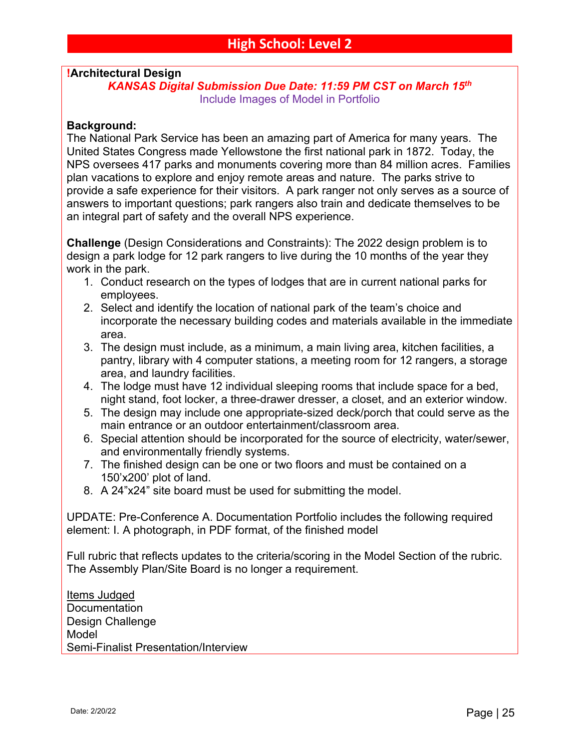# High School: Level 2

**!Architectural Design**

***KANSAS Digital Submission Due Date: 11:59 PM CST on March 15th***

Include Images of Model in Portfolio

**Background:**
The National Park Service has been an amazing part of America for many years. The United States Congress made Yellowstone the first national park in 1872. Today, the NPS oversees 417 parks and monuments covering more than 84 million acres. Families plan vacations to explore and enjoy remote areas and nature. The parks strive to provide a safe experience for their visitors. A park ranger not only serves as a source of answers to important questions; park rangers also train and dedicate themselves to be an integral part of safety and the overall NPS experience.

**Challenge** (Design Considerations and Constraints): The 2022 design problem is to design a park lodge for 12 park rangers to live during the 10 months of the year they work in the park.

1. Conduct research on the types of lodges that are in current national parks for employees.
2. Select and identify the location of national park of the team's choice and incorporate the necessary building codes and materials available in the immediate area.
3. The design must include, as a minimum, a main living area, kitchen facilities, a pantry, library with 4 computer stations, a meeting room for 12 rangers, a storage area, and laundry facilities.
4. The lodge must have 12 individual sleeping rooms that include space for a bed, night stand, foot locker, a three-drawer dresser, a closet, and an exterior window.
5. The design may include one appropriate-sized deck/porch that could serve as the main entrance or an outdoor entertainment/classroom area.
6. Special attention should be incorporated for the source of electricity, water/sewer, and environmentally friendly systems.
7. The finished design can be one or two floors and must be contained on a 150'x200' plot of land.
8. A 24"x24" site board must be used for submitting the model.

UPDATE: Pre-Conference A. Documentation Portfolio includes the following required element: I. A photograph, in PDF format, of the finished model

Full rubric that reflects updates to the criteria/scoring in the Model Section of the rubric. The Assembly Plan/Site Board is no longer a requirement.

Items Judged

Documentation
Design Challenge
Model
Semi-Finalist Presentation/Interview

Date: 2/20/22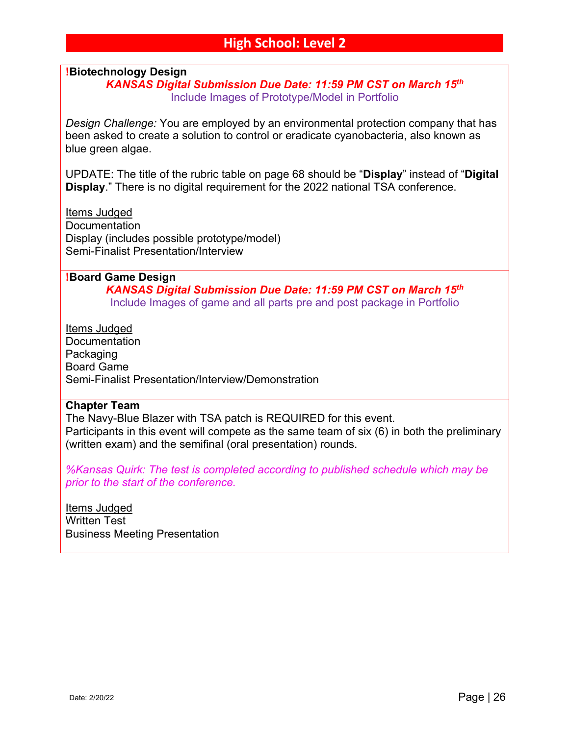# High School: Level 2

**!Biotechnology Design**

***KANSAS Digital Submission Due Date: 11:59 PM CST on March 15th***

Include Images of Prototype/Model in Portfolio

*Design Challenge:* You are employed by an environmental protection company that has been asked to create a solution to control or eradicate cyanobacteria, also known as blue green algae.

UPDATE: The title of the rubric table on page 68 should be "**Display**" instead of "**Digital Display**." There is no digital requirement for the 2022 national TSA conference.

Items Judged
Documentation
Display (includes possible prototype/model)
Semi-Finalist Presentation/Interview

**!Board Game Design**

***KANSAS Digital Submission Due Date: 11:59 PM CST on March 15th***

Include Images of game and all parts pre and post package in Portfolio

Items Judged
Documentation
Packaging
Board Game
Semi-Finalist Presentation/Interview/Demonstration

**Chapter Team**

The Navy-Blue Blazer with TSA patch is REQUIRED for this event.
Participants in this event will compete as the same team of six (6) in both the preliminary (written exam) and the semifinal (oral presentation) rounds.

*%Kansas Quirk: The test is completed according to published schedule which may be prior to the start of the conference.*

Items Judged
Written Test
Business Meeting Presentation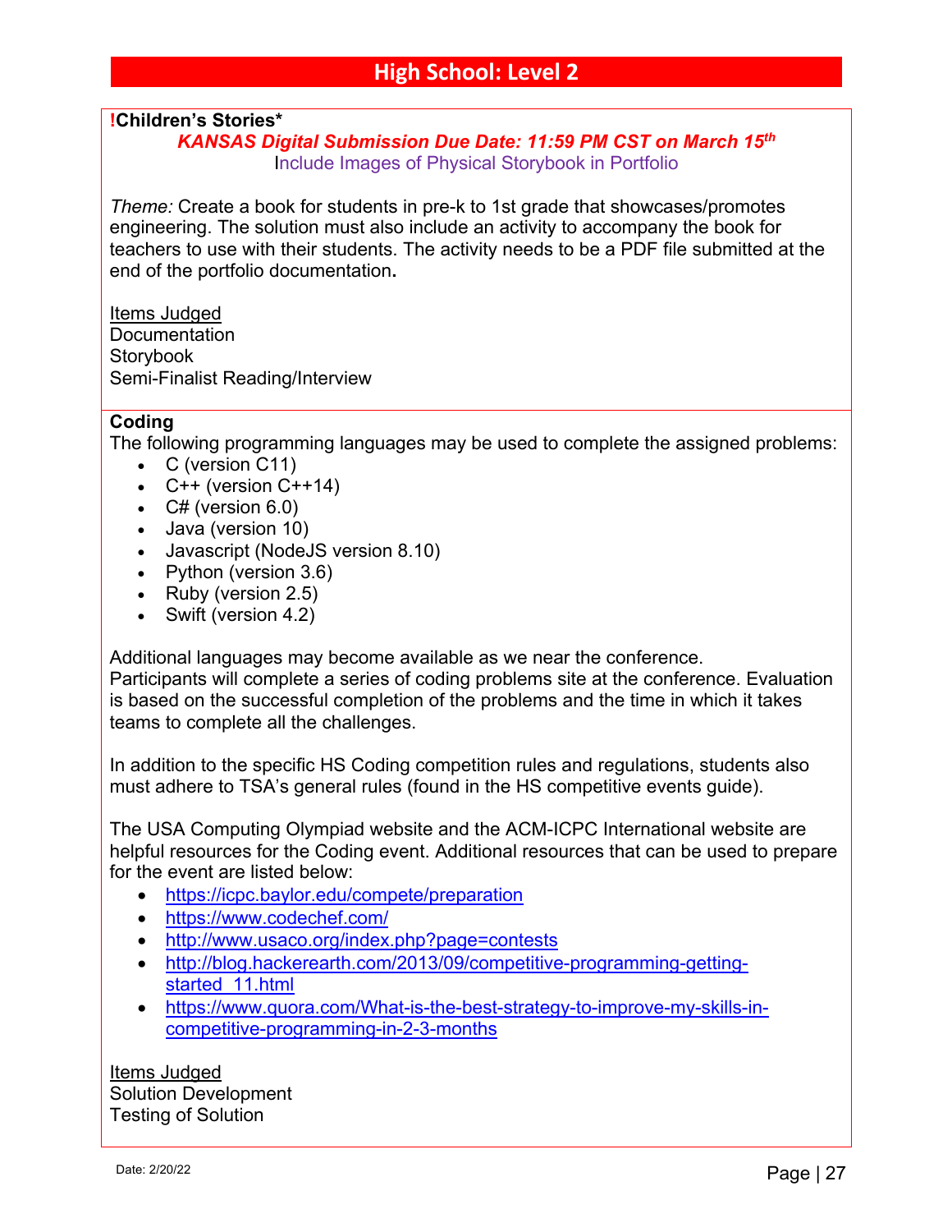# High School: Level 2

**!Children's Stories***

***KANSAS Digital Submission Due Date: 11:59 PM CST on March 15th***

Include Images of Physical Storybook in Portfolio

*Theme:* Create a book for students in pre-k to 1st grade that showcases/promotes engineering. The solution must also include an activity to accompany the book for teachers to use with their students. The activity needs to be a PDF file submitted at the end of the portfolio documentation.

Items Judged
Documentation
Storybook
Semi-Finalist Reading/Interview

**Coding**

The following programming languages may be used to complete the assigned problems:

- C (version C11)
- C++ (version C++14)
- C# (version 6.0)
- Java (version 10)
- Javascript (NodeJS version 8.10)
- Python (version 3.6)
- Ruby (version 2.5)
- Swift (version 4.2)

Additional languages may become available as we near the conference.
Participants will complete a series of coding problems site at the conference. Evaluation is based on the successful completion of the problems and the time in which it takes teams to complete all the challenges.

In addition to the specific HS Coding competition rules and regulations, students also must adhere to TSA's general rules (found in the HS competitive events guide).

The USA Computing Olympiad website and the ACM-ICPC International website are helpful resources for the Coding event. Additional resources that can be used to prepare for the event are listed below:

- https://icpc.baylor.edu/compete/preparation
- https://www.codechef.com/
- http://www.usaco.org/index.php?page=contests
- http://blog.hackerearth.com/2013/09/competitive-programming-getting-started_11.html
- https://www.quora.com/What-is-the-best-strategy-to-improve-my-skills-in-competitive-programming-in-2-3-months

Items Judged
Solution Development
Testing of Solution

Date: 2/20/22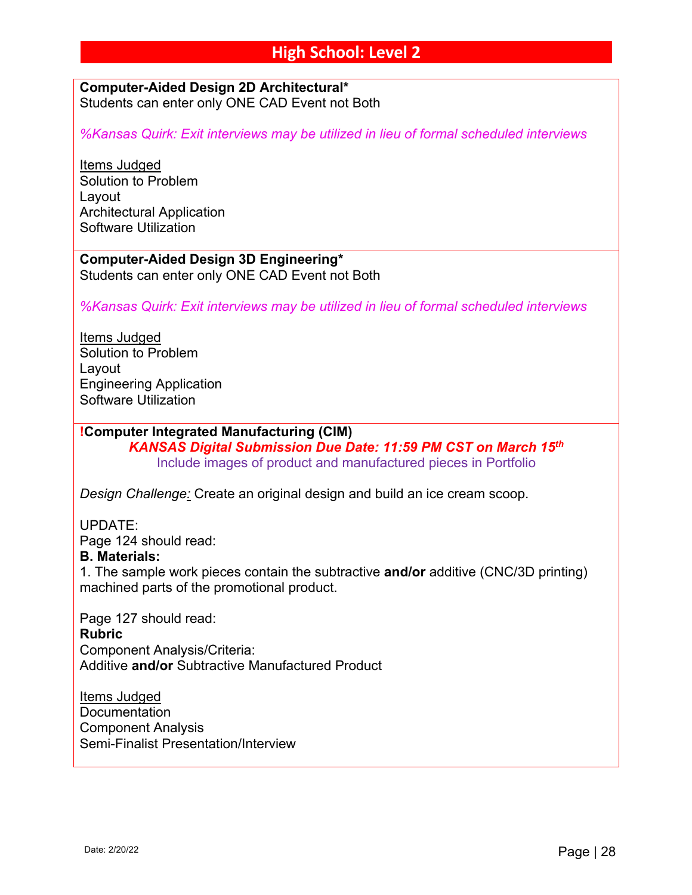# High School: Level 2

**Computer-Aided Design 2D Architectural***
Students can enter only ONE CAD Event not Both

*%Kansas Quirk: Exit interviews may be utilized in lieu of formal scheduled interviews*

Items Judged
Solution to Problem
Layout
Architectural Application
Software Utilization

**Computer-Aided Design 3D Engineering***
Students can enter only ONE CAD Event not Both

*%Kansas Quirk: Exit interviews may be utilized in lieu of formal scheduled interviews*

Items Judged
Solution to Problem
Layout
Engineering Application
Software Utilization

**!Computer Integrated Manufacturing (CIM)**

***KANSAS Digital Submission Due Date: 11:59 PM CST on March 15th***

Include images of product and manufactured pieces in Portfolio

*Design Challenge:* Create an original design and build an ice cream scoop.

UPDATE:
Page 124 should read:
**B. Materials:**
1. The sample work pieces contain the subtractive **and/or** additive (CNC/3D printing) machined parts of the promotional product.

Page 127 should read:
**Rubric**
Component Analysis/Criteria:
Additive **and/or** Subtractive Manufactured Product

Items Judged
Documentation
Component Analysis
Semi-Finalist Presentation/Interview

Date: 2/20/22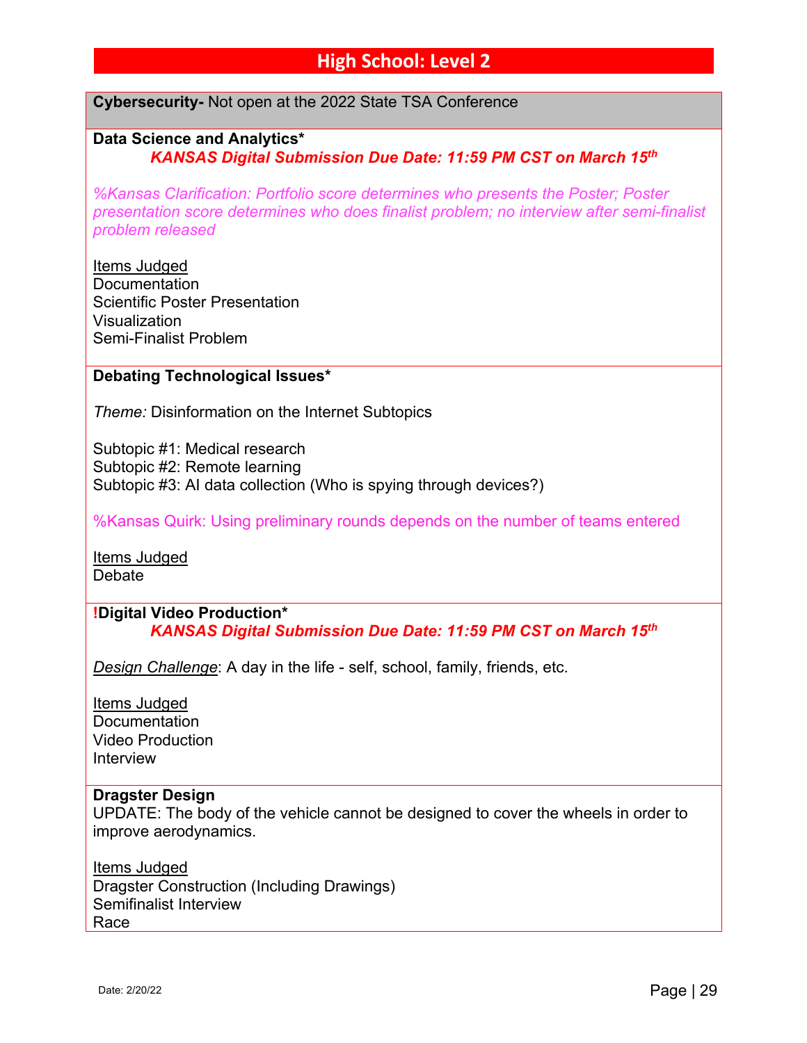## High School: Level 2

**Cybersecurity-** Not open at the 2022 State TSA Conference

**Data Science and Analytics***

***KANSAS Digital Submission Due Date: 11:59 PM CST on March 15th***

*%Kansas Clarification: Portfolio score determines who presents the Poster; Poster presentation score determines who does finalist problem; no interview after semi-finalist problem released*

Items Judged
Documentation
Scientific Poster Presentation
Visualization
Semi-Finalist Problem

**Debating Technological Issues***

*Theme:* Disinformation on the Internet Subtopics

Subtopic #1: Medical research
Subtopic #2: Remote learning
Subtopic #3: AI data collection (Who is spying through devices?)

%Kansas Quirk: Using preliminary rounds depends on the number of teams entered

Items Judged
Debate

**!Digital Video Production***

***KANSAS Digital Submission Due Date: 11:59 PM CST on March 15th***

*Design Challenge*: A day in the life - self, school, family, friends, etc.

Items Judged
Documentation
Video Production
Interview

**Dragster Design**

UPDATE: The body of the vehicle cannot be designed to cover the wheels in order to improve aerodynamics.

Items Judged
Dragster Construction (Including Drawings)
Semifinalist Interview
Race

Date: 2/20/22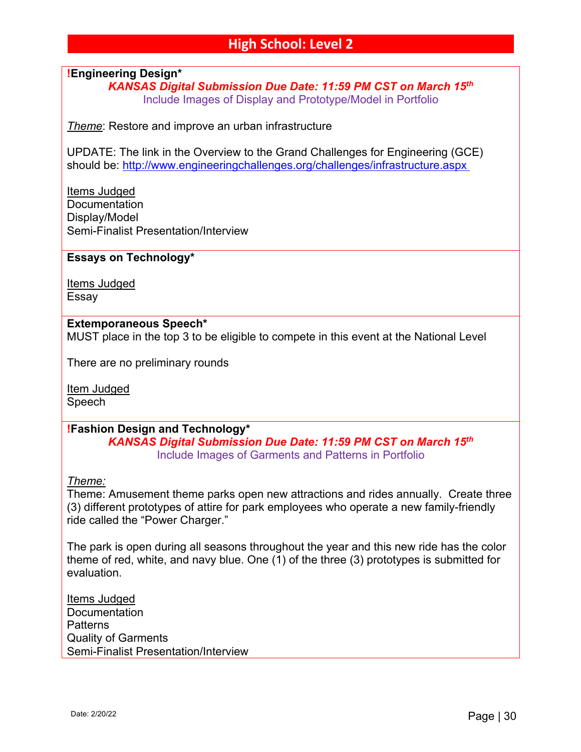# High School: Level 2

**!Engineering Design***

***KANSAS Digital Submission Due Date: 11:59 PM CST on March 15th***

Include Images of Display and Prototype/Model in Portfolio

*Theme*: Restore and improve an urban infrastructure

UPDATE: The link in the Overview to the Grand Challenges for Engineering (GCE) should be: [http://www.engineeringchallenges.org/challenges/infrastructure.aspx](http://www.engineeringchallenges.org/challenges/infrastructure.aspx)

Items Judged
Documentation
Display/Model
Semi-Finalist Presentation/Interview

**Essays on Technology***

Items Judged
Essay

**Extemporaneous Speech***

MUST place in the top 3 to be eligible to compete in this event at the National Level

There are no preliminary rounds

Item Judged
Speech

**!Fashion Design and Technology***

***KANSAS Digital Submission Due Date: 11:59 PM CST on March 15th***

Include Images of Garments and Patterns in Portfolio

*Theme:*

Theme: Amusement theme parks open new attractions and rides annually. Create three (3) different prototypes of attire for park employees who operate a new family-friendly ride called the "Power Charger."

The park is open during all seasons throughout the year and this new ride has the color theme of red, white, and navy blue. One (1) of the three (3) prototypes is submitted for evaluation.

Items Judged
Documentation
Patterns
Quality of Garments
Semi-Finalist Presentation/Interview

Date: 2/20/22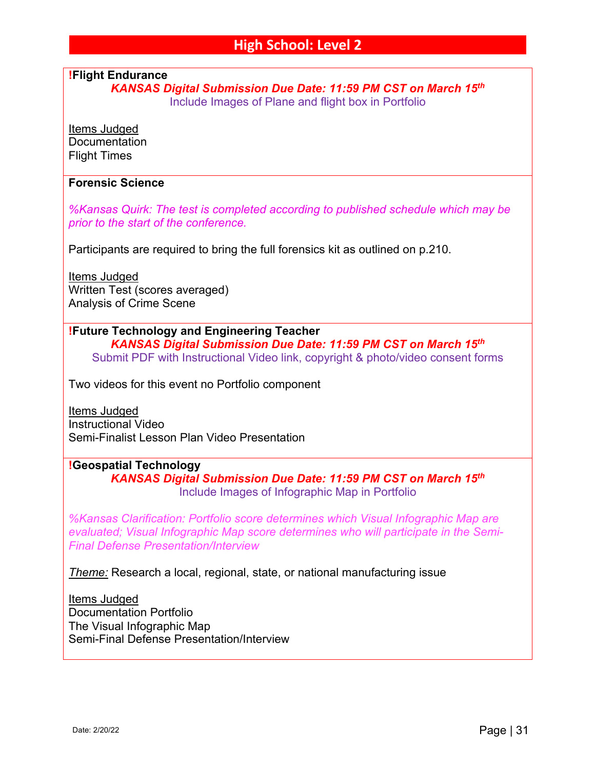# High School: Level 2

**!Flight Endurance**

***KANSAS Digital Submission Due Date: 11:59 PM CST on March 15th***

Include Images of Plane and flight box in Portfolio

Items Judged
Documentation
Flight Times

**Forensic Science**

*%Kansas Quirk: The test is completed according to published schedule which may be prior to the start of the conference.*

Participants are required to bring the full forensics kit as outlined on p.210.

Items Judged
Written Test (scores averaged)
Analysis of Crime Scene

**!Future Technology and Engineering Teacher**

***KANSAS Digital Submission Due Date: 11:59 PM CST on March 15th***

Submit PDF with Instructional Video link, copyright & photo/video consent forms

Two videos for this event no Portfolio component

Items Judged
Instructional Video
Semi-Finalist Lesson Plan Video Presentation

**!Geospatial Technology**

***KANSAS Digital Submission Due Date: 11:59 PM CST on March 15th***

Include Images of Infographic Map in Portfolio

*%Kansas Clarification: Portfolio score determines which Visual Infographic Map are evaluated; Visual Infographic Map score determines who will participate in the Semi-Final Defense Presentation/Interview*

*Theme:* Research a local, regional, state, or national manufacturing issue

Items Judged
Documentation Portfolio
The Visual Infographic Map
Semi-Final Defense Presentation/Interview

Date: 2/20/22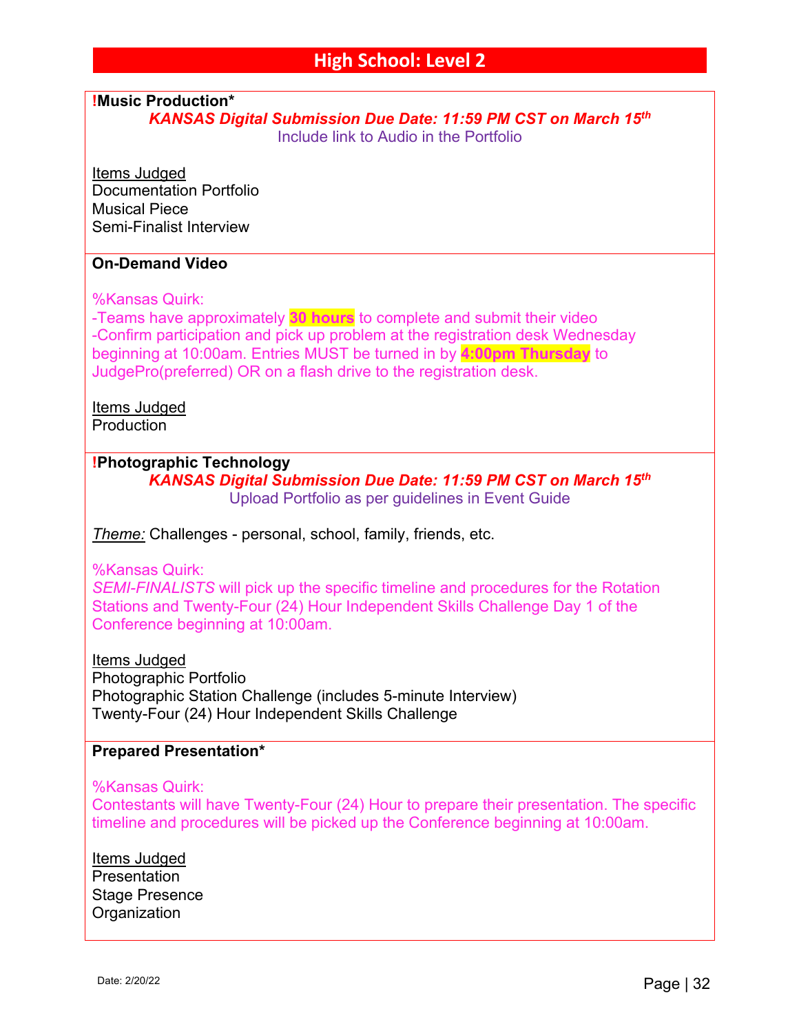# High School: Level 2

**!Music Production***

***KANSAS Digital Submission Due Date: 11:59 PM CST on March 15th***

Include link to Audio in the Portfolio

Items Judged
Documentation Portfolio
Musical Piece
Semi-Finalist Interview

**On-Demand Video**

%Kansas Quirk:
-Teams have approximately **30 hours** to complete and submit their video
-Confirm participation and pick up problem at the registration desk Wednesday beginning at 10:00am. Entries MUST be turned in by **4:00pm Thursday** to JudgePro(preferred) OR on a flash drive to the registration desk.

Items Judged
Production

**!Photographic Technology**

***KANSAS Digital Submission Due Date: 11:59 PM CST on March 15th***

Upload Portfolio as per guidelines in Event Guide

*Theme:* Challenges - personal, school, family, friends, etc.

%Kansas Quirk:
*SEMI-FINALISTS* will pick up the specific timeline and procedures for the Rotation Stations and Twenty-Four (24) Hour Independent Skills Challenge Day 1 of the Conference beginning at 10:00am.

Items Judged
Photographic Portfolio
Photographic Station Challenge (includes 5-minute Interview)
Twenty-Four (24) Hour Independent Skills Challenge

**Prepared Presentation***

%Kansas Quirk:
Contestants will have Twenty-Four (24) Hour to prepare their presentation. The specific timeline and procedures will be picked up the Conference beginning at 10:00am.

Items Judged
Presentation
Stage Presence
Organization

Date: 2/20/22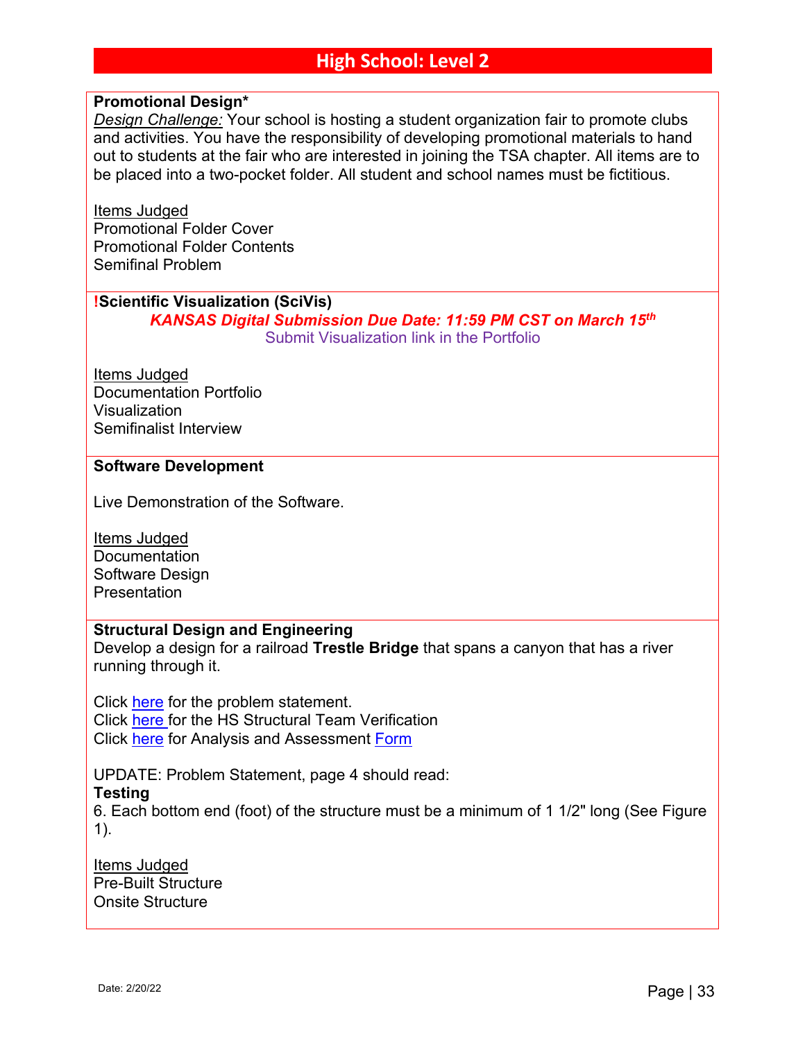# High School: Level 2

**Promotional Design***

*Design Challenge:* Your school is hosting a student organization fair to promote clubs and activities. You have the responsibility of developing promotional materials to hand out to students at the fair who are interested in joining the TSA chapter. All items are to be placed into a two-pocket folder. All student and school names must be fictitious.

Items Judged
Promotional Folder Cover
Promotional Folder Contents
Semifinal Problem

**!Scientific Visualization (SciVis)**

***KANSAS Digital Submission Due Date: 11:59 PM CST on March 15th***

Submit Visualization link in the Portfolio

Items Judged
Documentation Portfolio
Visualization
Semifinalist Interview

**Software Development**

Live Demonstration of the Software.

Items Judged
Documentation
Software Design
Presentation

**Structural Design and Engineering**

Develop a design for a railroad **Trestle Bridge** that spans a canyon that has a river running through it.

Click here for the problem statement.
Click here for the HS Structural Team Verification
Click here for Analysis and Assessment Form

UPDATE: Problem Statement, page 4 should read:
**Testing**
6. Each bottom end (foot) of the structure must be a minimum of 1 1/2" long (See Figure 1).

Items Judged
Pre-Built Structure
Onsite Structure

Date: 2/20/22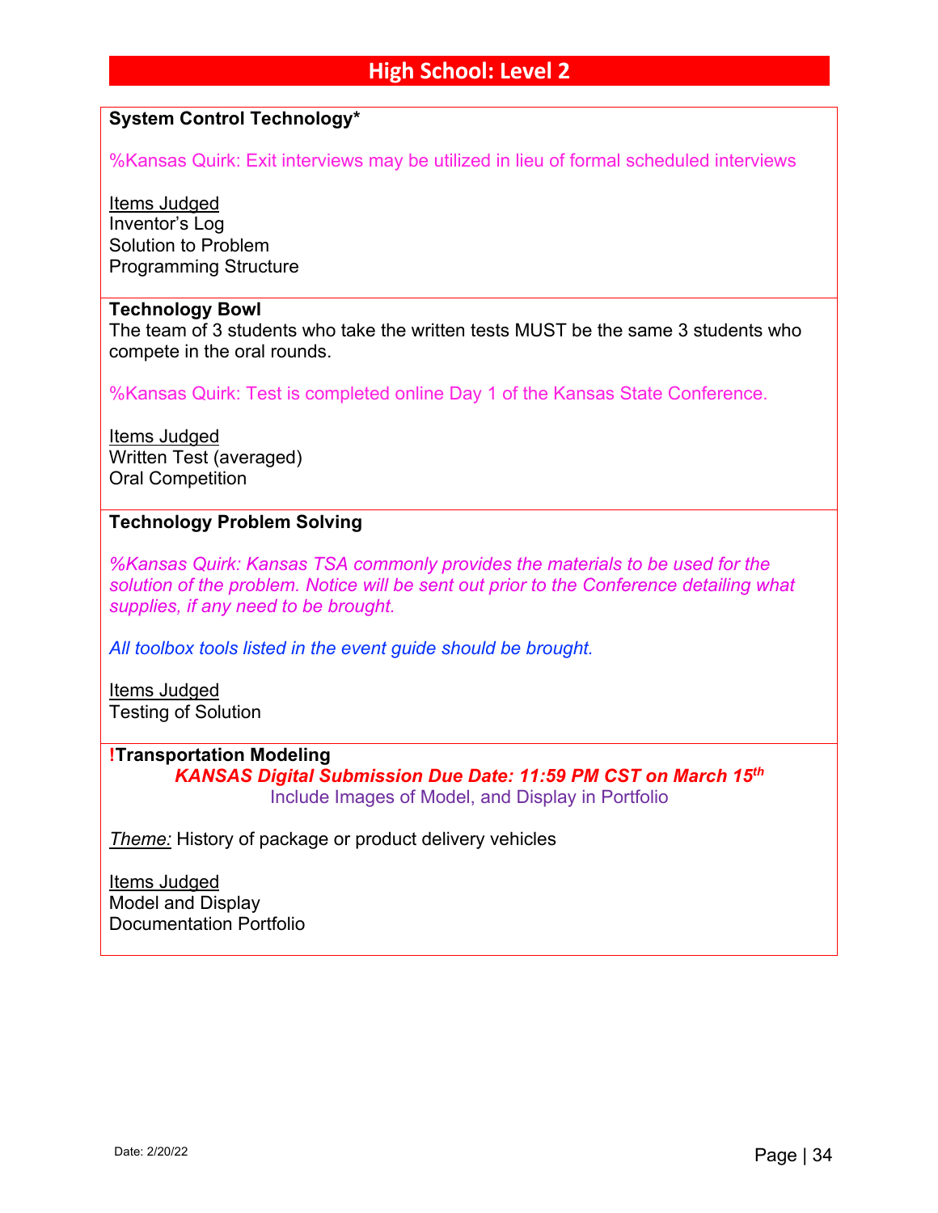# High School: Level 2

**System Control Technology***

%Kansas Quirk: Exit interviews may be utilized in lieu of formal scheduled interviews

Items Judged
Inventor's Log
Solution to Problem
Programming Structure

---

**Technology Bowl**
The team of 3 students who take the written tests MUST be the same 3 students who compete in the oral rounds.

%Kansas Quirk: Test is completed online Day 1 of the Kansas State Conference.

Items Judged
Written Test (averaged)
Oral Competition

---

**Technology Problem Solving**

*%Kansas Quirk: Kansas TSA commonly provides the materials to be used for the solution of the problem. Notice will be sent out prior to the Conference detailing what supplies, if any need to be brought.*

*All toolbox tools listed in the event guide should be brought.*

Items Judged
Testing of Solution

---

**!Transportation Modeling**

***KANSAS Digital Submission Due Date: 11:59 PM CST on March 15th***

Include Images of Model, and Display in Portfolio

*Theme:* History of package or product delivery vehicles

Items Judged
Model and Display
Documentation Portfolio

Date: 2/20/22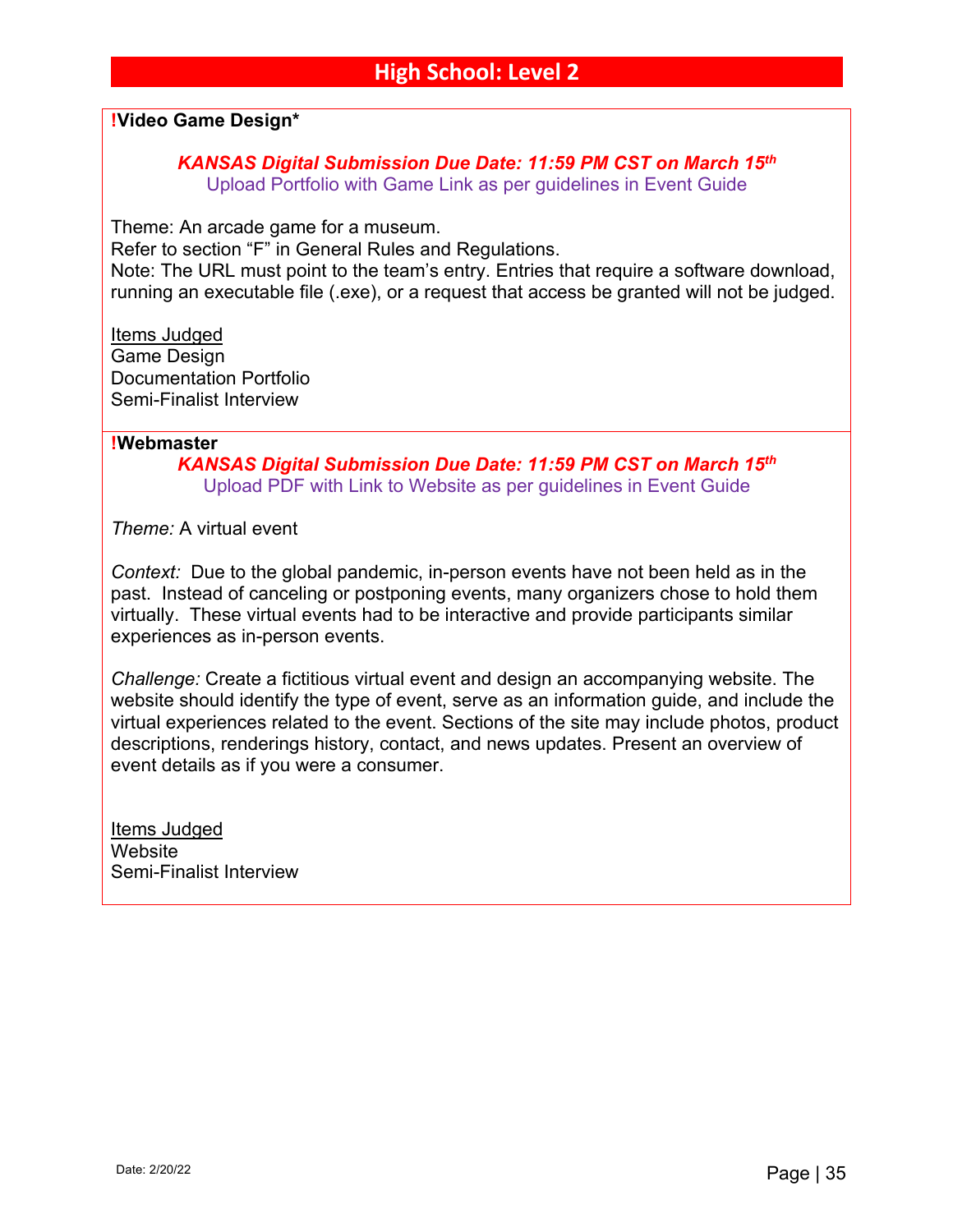# High School: Level 2

**!Video Game Design***

***KANSAS Digital Submission Due Date: 11:59 PM CST on March 15th***

Upload Portfolio with Game Link as per guidelines in Event Guide

Theme: An arcade game for a museum.
Refer to section "F" in General Rules and Regulations.
Note: The URL must point to the team's entry. Entries that require a software download, running an executable file (.exe), or a request that access be granted will not be judged.

Items Judged
Game Design
Documentation Portfolio
Semi-Finalist Interview

**!Webmaster**

***KANSAS Digital Submission Due Date: 11:59 PM CST on March 15th***

Upload PDF with Link to Website as per guidelines in Event Guide

*Theme:* A virtual event

*Context:* Due to the global pandemic, in-person events have not been held as in the past. Instead of canceling or postponing events, many organizers chose to hold them virtually. These virtual events had to be interactive and provide participants similar experiences as in-person events.

*Challenge:* Create a fictitious virtual event and design an accompanying website. The website should identify the type of event, serve as an information guide, and include the virtual experiences related to the event. Sections of the site may include photos, product descriptions, renderings history, contact, and news updates. Present an overview of event details as if you were a consumer.

Items Judged
Website
Semi-Finalist Interview

Date: 2/20/22